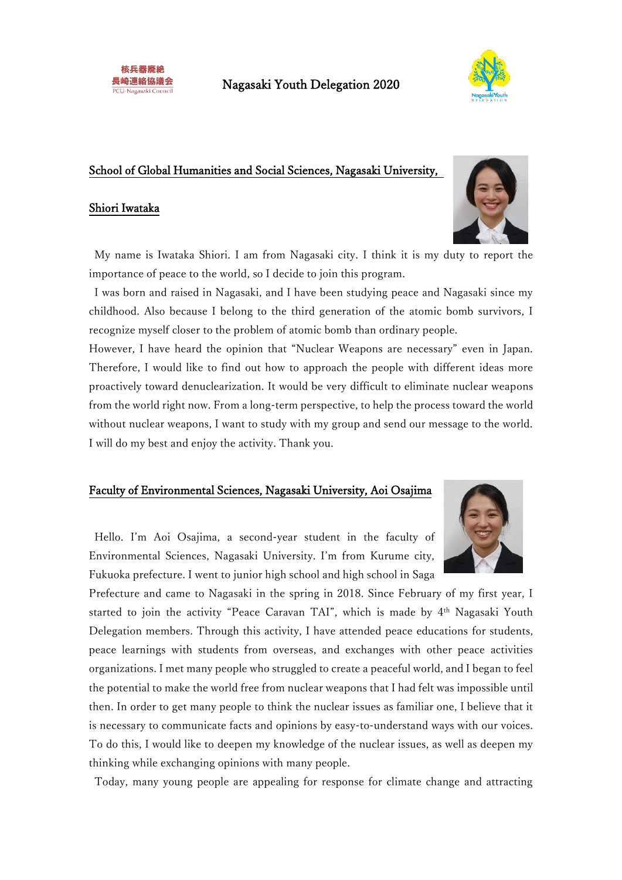核兵器廃絶
長崎連絡協議会
PCU-Nagasaki Council

# Nagasaki Youth Delegation 2020

## School of Global Humanities and Social Sciences, Nagasaki University, Shiori Iwataka

My name is Iwataka Shiori. I am from Nagasaki city. I think it is my duty to report the importance of peace to the world, so I decide to join this program.

I was born and raised in Nagasaki, and I have been studying peace and Nagasaki since my childhood. Also because I belong to the third generation of the atomic bomb survivors, I recognize myself closer to the problem of atomic bomb than ordinary people.

However, I have heard the opinion that "Nuclear Weapons are necessary" even in Japan. Therefore, I would like to find out how to approach the people with different ideas more proactively toward denuclearization. It would be very difficult to eliminate nuclear weapons from the world right now. From a long-term perspective, to help the process toward the world without nuclear weapons, I want to study with my group and send our message to the world. I will do my best and enjoy the activity. Thank you.

## Faculty of Environmental Sciences, Nagasaki University, Aoi Osajima

Hello. I'm Aoi Osajima, a second-year student in the faculty of Environmental Sciences, Nagasaki University. I'm from Kurume city, Fukuoka prefecture. I went to junior high school and high school in Saga Prefecture and came to Nagasaki in the spring in 2018. Since February of my first year, I started to join the activity "Peace Caravan TAI", which is made by 4th Nagasaki Youth Delegation members. Through this activity, I have attended peace educations for students, peace learnings with students from overseas, and exchanges with other peace activities organizations. I met many people who struggled to create a peaceful world, and I began to feel the potential to make the world free from nuclear weapons that I had felt was impossible until then. In order to get many people to think the nuclear issues as familiar one, I believe that it is necessary to communicate facts and opinions by easy-to-understand ways with our voices. To do this, I would like to deepen my knowledge of the nuclear issues, as well as deepen my thinking while exchanging opinions with many people.

Today, many young people are appealing for response for climate change and attracting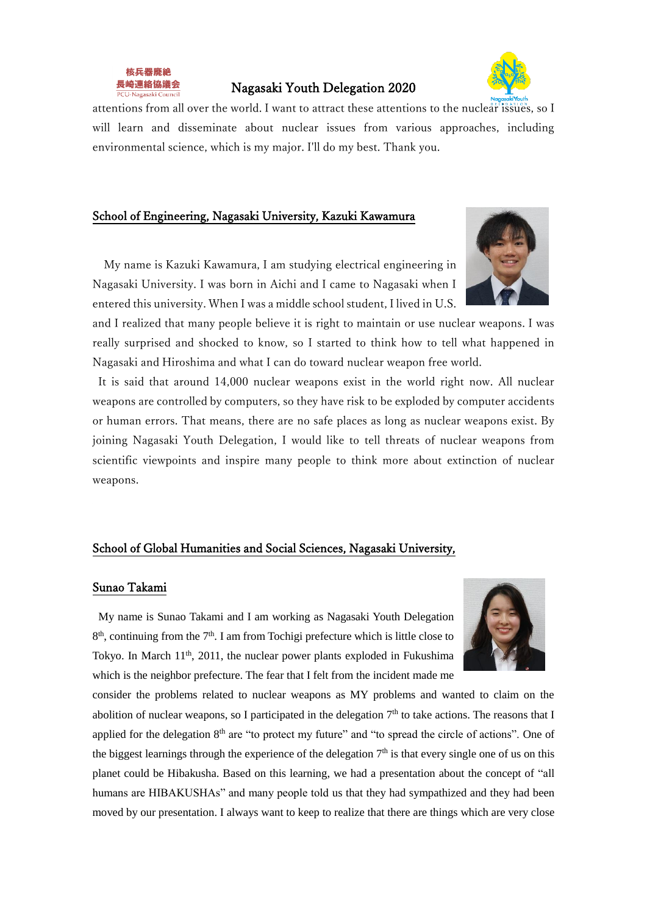attentions from all over the world. I want to attract these attentions to the nuclear issues, so I will learn and disseminate about nuclear issues from various approaches, including environmental science, which is my major. I'll do my best. Thank you.

## School of Engineering, Nagasaki University, Kazuki Kawamura

My name is Kazuki Kawamura, I am studying electrical engineering in Nagasaki University. I was born in Aichi and I came to Nagasaki when I entered this university. When I was a middle school student, I lived in U.S. and I realized that many people believe it is right to maintain or use nuclear weapons. I was really surprised and shocked to know, so I started to think how to tell what happened in Nagasaki and Hiroshima and what I can do toward nuclear weapon free world.

It is said that around 14,000 nuclear weapons exist in the world right now. All nuclear weapons are controlled by computers, so they have risk to be exploded by computer accidents or human errors. That means, there are no safe places as long as nuclear weapons exist. By joining Nagasaki Youth Delegation, I would like to tell threats of nuclear weapons from scientific viewpoints and inspire many people to think more about extinction of nuclear weapons.

## School of Global Humanities and Social Sciences, Nagasaki University, Sunao Takami

My name is Sunao Takami and I am working as Nagasaki Youth Delegation 8th, continuing from the 7th. I am from Tochigi prefecture which is little close to Tokyo. In March 11th, 2011, the nuclear power plants exploded in Fukushima which is the neighbor prefecture. The fear that I felt from the incident made me consider the problems related to nuclear weapons as MY problems and wanted to claim on the abolition of nuclear weapons, so I participated in the delegation 7th to take actions. The reasons that I applied for the delegation 8th are "to protect my future" and "to spread the circle of actions". One of the biggest learnings through the experience of the delegation 7th is that every single one of us on this planet could be Hibakusha. Based on this learning, we had a presentation about the concept of "all humans are HIBAKUSHAs" and many people told us that they had sympathized and they had been moved by our presentation. I always want to keep to realize that there are things which are very close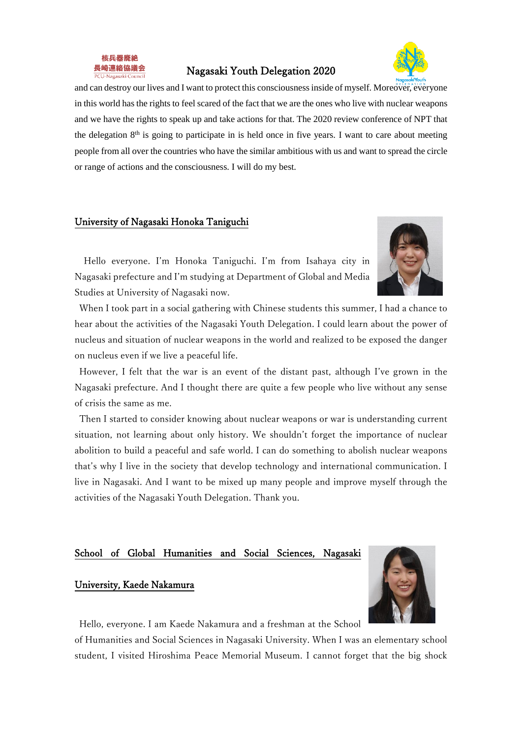and can destroy our lives and I want to protect this consciousness inside of myself. Moreover, everyone in this world has the rights to feel scared of the fact that we are the ones who live with nuclear weapons and we have the rights to speak up and take actions for that. The 2020 review conference of NPT that the delegation 8th is going to participate in is held once in five years. I want to care about meeting people from all over the countries who have the similar ambitious with us and want to spread the circle or range of actions and the consciousness. I will do my best.

## University of Nagasaki Honoka Taniguchi

Hello everyone. I'm Honoka Taniguchi. I'm from Isahaya city in Nagasaki prefecture and I'm studying at Department of Global and Media Studies at University of Nagasaki now.

When I took part in a social gathering with Chinese students this summer, I had a chance to hear about the activities of the Nagasaki Youth Delegation. I could learn about the power of nucleus and situation of nuclear weapons in the world and realized to be exposed the danger on nucleus even if we live a peaceful life.

However, I felt that the war is an event of the distant past, although I've grown in the Nagasaki prefecture. And I thought there are quite a few people who live without any sense of crisis the same as me.

Then I started to consider knowing about nuclear weapons or war is understanding current situation, not learning about only history. We shouldn't forget the importance of nuclear abolition to build a peaceful and safe world. I can do something to abolish nuclear weapons that's why I live in the society that develop technology and international communication. I live in Nagasaki. And I want to be mixed up many people and improve myself through the activities of the Nagasaki Youth Delegation. Thank you.

## School of Global Humanities and Social Sciences, Nagasaki University, Kaede Nakamura

Hello, everyone. I am Kaede Nakamura and a freshman at the School of Humanities and Social Sciences in Nagasaki University. When I was an elementary school student, I visited Hiroshima Peace Memorial Museum. I cannot forget that the big shock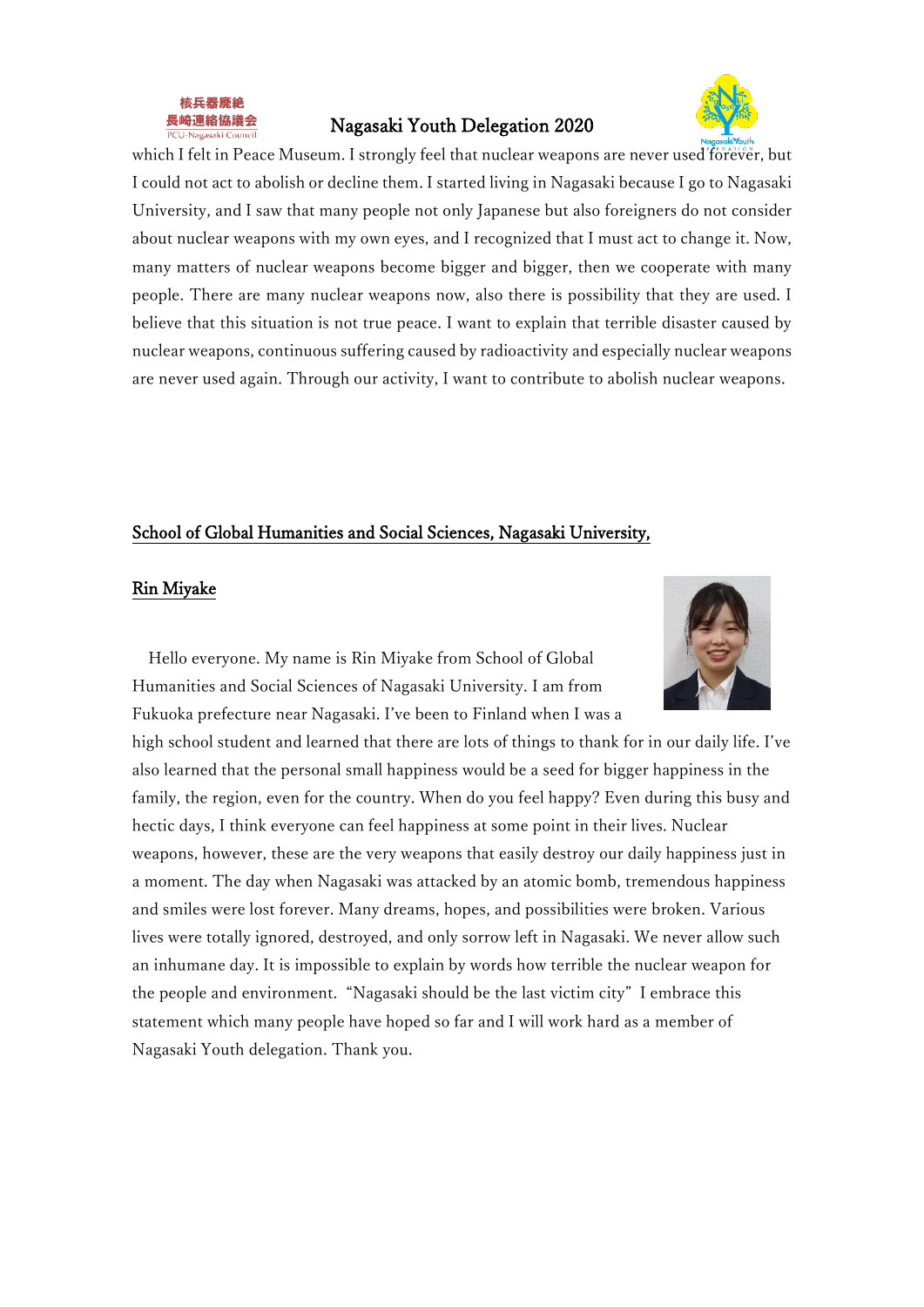which I felt in Peace Museum. I strongly feel that nuclear weapons are never used forever, but I could not act to abolish or decline them. I started living in Nagasaki because I go to Nagasaki University, and I saw that many people not only Japanese but also foreigners do not consider about nuclear weapons with my own eyes, and I recognized that I must act to change it. Now, many matters of nuclear weapons become bigger and bigger, then we cooperate with many people. There are many nuclear weapons now, also there is possibility that they are used. I believe that this situation is not true peace. I want to explain that terrible disaster caused by nuclear weapons, continuous suffering caused by radioactivity and especially nuclear weapons are never used again. Through our activity, I want to contribute to abolish nuclear weapons.

## School of Global Humanities and Social Sciences, Nagasaki University,

## Rin Miyake

Hello everyone. My name is Rin Miyake from School of Global Humanities and Social Sciences of Nagasaki University. I am from Fukuoka prefecture near Nagasaki. I've been to Finland when I was a high school student and learned that there are lots of things to thank for in our daily life. I've also learned that the personal small happiness would be a seed for bigger happiness in the family, the region, even for the country. When do you feel happy? Even during this busy and hectic days, I think everyone can feel happiness at some point in their lives. Nuclear weapons, however, these are the very weapons that easily destroy our daily happiness just in a moment. The day when Nagasaki was attacked by an atomic bomb, tremendous happiness and smiles were lost forever. Many dreams, hopes, and possibilities were broken. Various lives were totally ignored, destroyed, and only sorrow left in Nagasaki. We never allow such an inhumane day. It is impossible to explain by words how terrible the nuclear weapon for the people and environment. "Nagasaki should be the last victim city" I embrace this statement which many people have hoped so far and I will work hard as a member of Nagasaki Youth delegation. Thank you.